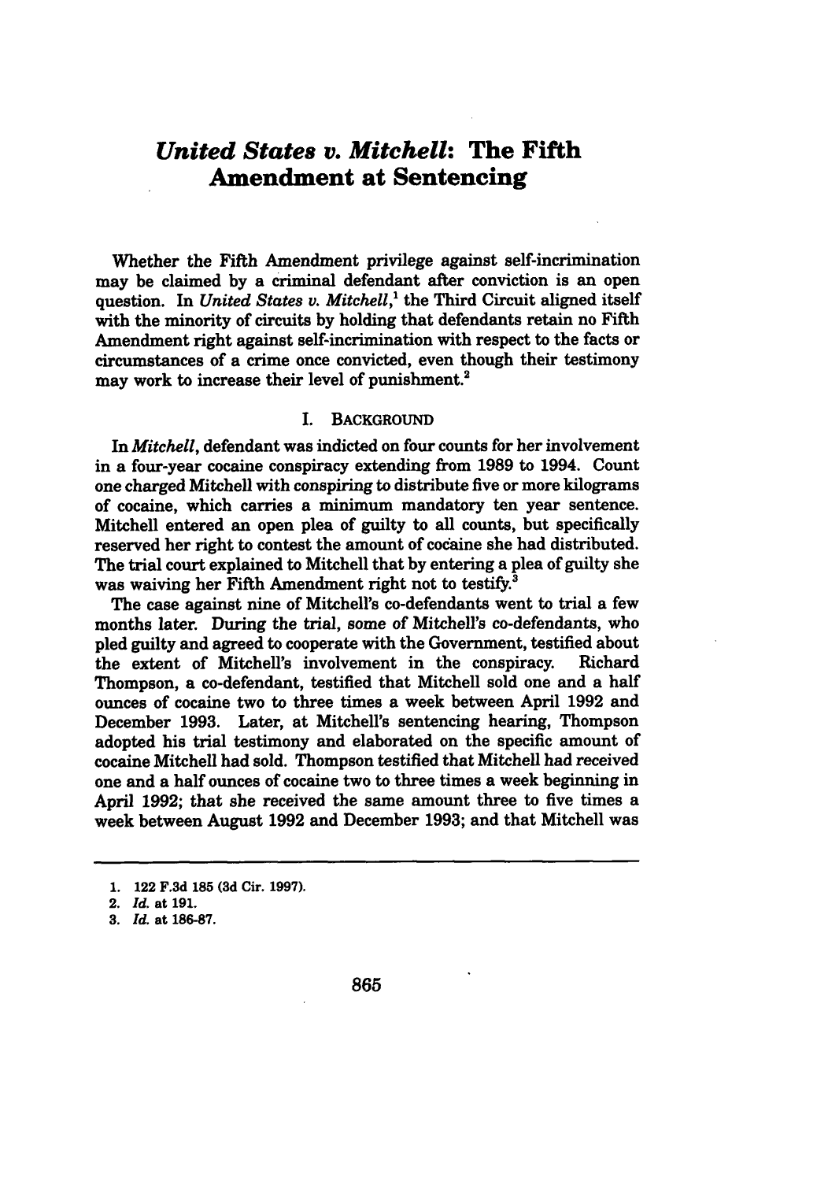# *United States v. Mitchell*: The Fifth Amendment at Sentencing

Whether the Fifth Amendment privilege against self-incrimination may be claimed by a criminal defendant after conviction is an open question. In *United States v. Mitchell*,[1] the Third Circuit aligned itself with the minority of circuits by holding that defendants retain no Fifth Amendment right against self-incrimination with respect to the facts or circumstances of a crime once convicted, even though their testimony may work to increase their level of punishment.[2]

## I. BACKGROUND

In *Mitchell*, defendant was indicted on four counts for her involvement in a four-year cocaine conspiracy extending from 1989 to 1994. Count one charged Mitchell with conspiring to distribute five or more kilograms of cocaine, which carries a minimum mandatory ten year sentence. Mitchell entered an open plea of guilty to all counts, but specifically reserved her right to contest the amount of cocaine she had distributed. The trial court explained to Mitchell that by entering a plea of guilty she was waiving her Fifth Amendment right not to testify.[3]

The case against nine of Mitchell's co-defendants went to trial a few months later. During the trial, some of Mitchell's co-defendants, who pled guilty and agreed to cooperate with the Government, testified about the extent of Mitchell's involvement in the conspiracy. Richard Thompson, a co-defendant, testified that Mitchell sold one and a half ounces of cocaine two to three times a week between April 1992 and December 1993. Later, at Mitchell's sentencing hearing, Thompson adopted his trial testimony and elaborated on the specific amount of cocaine Mitchell had sold. Thompson testified that Mitchell had received one and a half ounces of cocaine two to three times a week beginning in April 1992; that she received the same amount three to five times a week between August 1992 and December 1993; and that Mitchell was

---

1. 122 F.3d 185 (3d Cir. 1997).
2. *Id.* at 191.
3. *Id.* at 186-87.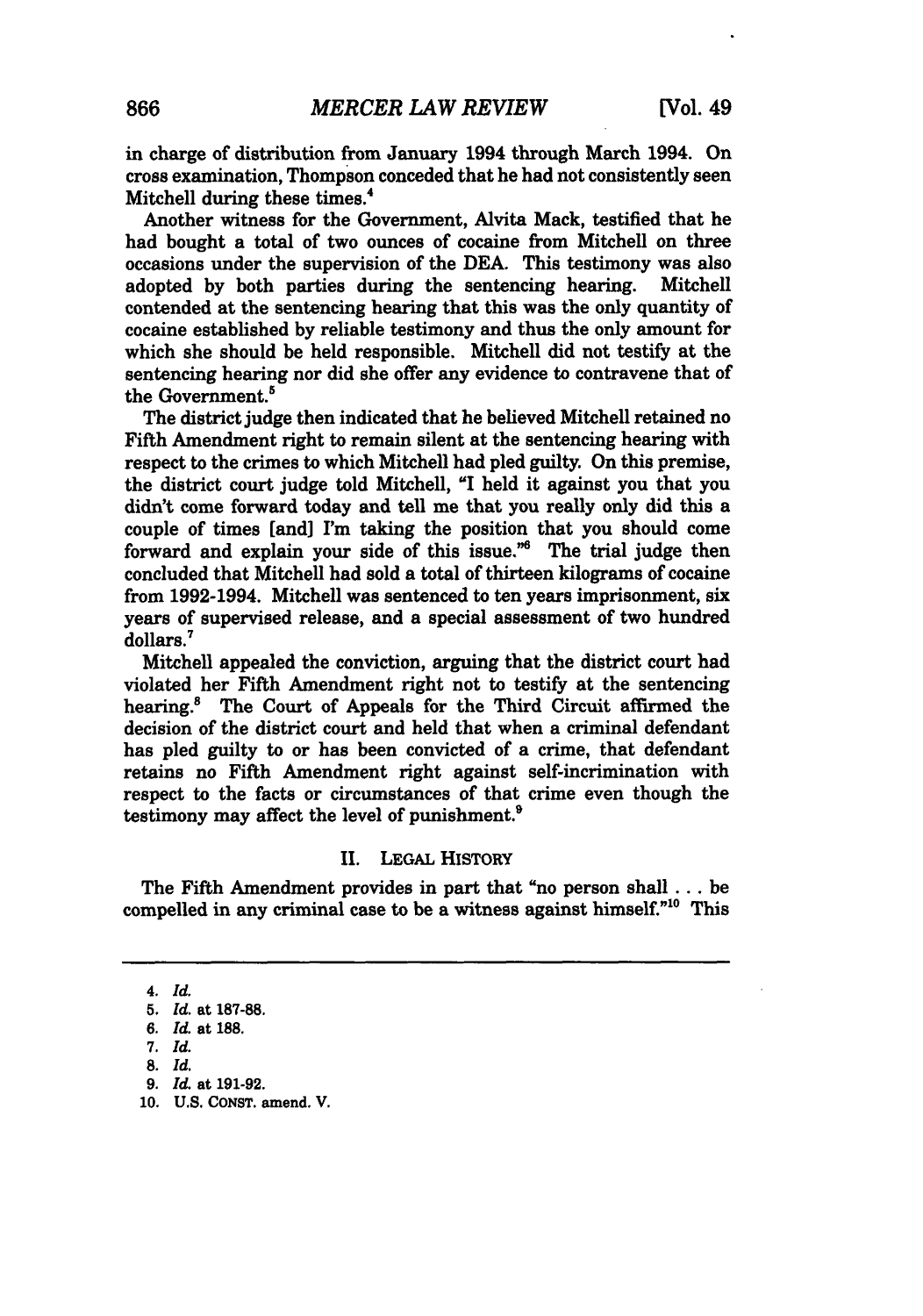in charge of distribution from January 1994 through March 1994. On cross examination, Thompson conceded that he had not consistently seen Mitchell during these times.[4]

Another witness for the Government, Alvita Mack, testified that he had bought a total of two ounces of cocaine from Mitchell on three occasions under the supervision of the DEA. This testimony was also adopted by both parties during the sentencing hearing. Mitchell contended at the sentencing hearing that this was the only quantity of cocaine established by reliable testimony and thus the only amount for which she should be held responsible. Mitchell did not testify at the sentencing hearing nor did she offer any evidence to contravene that of the Government.[5]

The district judge then indicated that he believed Mitchell retained no Fifth Amendment right to remain silent at the sentencing hearing with respect to the crimes to which Mitchell had pled guilty. On this premise, the district court judge told Mitchell, "I held it against you that you didn't come forward today and tell me that you really only did this a couple of times [and] I'm taking the position that you should come forward and explain your side of this issue."[6] The trial judge then concluded that Mitchell had sold a total of thirteen kilograms of cocaine from 1992-1994. Mitchell was sentenced to ten years imprisonment, six years of supervised release, and a special assessment of two hundred dollars.[7]

Mitchell appealed the conviction, arguing that the district court had violated her Fifth Amendment right not to testify at the sentencing hearing.[8] The Court of Appeals for the Third Circuit affirmed the decision of the district court and held that when a criminal defendant has pled guilty to or has been convicted of a crime, that defendant retains no Fifth Amendment right against self-incrimination with respect to the facts or circumstances of that crime even though the testimony may affect the level of punishment.[9]

## II. LEGAL HISTORY

The Fifth Amendment provides in part that "no person shall . . . be compelled in any criminal case to be a witness against himself."[10] This

---

4. *Id.*
5. *Id.* at 187-88.
6. *Id.* at 188.
7. *Id.*
8. *Id.*
9. *Id.* at 191-92.
10. U.S. CONST. amend. V.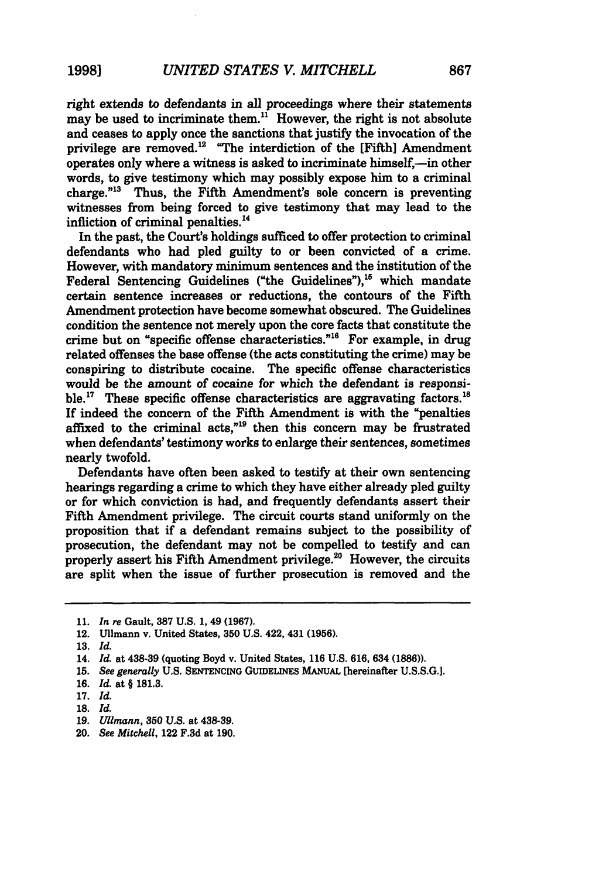right extends to defendants in all proceedings where their statements may be used to incriminate them.[11] However, the right is not absolute and ceases to apply once the sanctions that justify the invocation of the privilege are removed.[12] "The interdiction of the [Fifth] Amendment operates only where a witness is asked to incriminate himself,—in other words, to give testimony which may possibly expose him to a criminal charge."[13] Thus, the Fifth Amendment's sole concern is preventing witnesses from being forced to give testimony that may lead to the infliction of criminal penalties.[14]

In the past, the Court's holdings sufficed to offer protection to criminal defendants who had pled guilty to or been convicted of a crime. However, with mandatory minimum sentences and the institution of the Federal Sentencing Guidelines ("the Guidelines"),[15] which mandate certain sentence increases or reductions, the contours of the Fifth Amendment protection have become somewhat obscured. The Guidelines condition the sentence not merely upon the core facts that constitute the crime but on "specific offense characteristics."[16] For example, in drug related offenses the base offense (the acts constituting the crime) may be conspiring to distribute cocaine. The specific offense characteristics would be the amount of cocaine for which the defendant is responsible.[17] These specific offense characteristics are aggravating factors.[18] If indeed the concern of the Fifth Amendment is with the "penalties affixed to the criminal acts,"[19] then this concern may be frustrated when defendants' testimony works to enlarge their sentences, sometimes nearly twofold.

Defendants have often been asked to testify at their own sentencing hearings regarding a crime to which they have either already pled guilty or for which conviction is had, and frequently defendants assert their Fifth Amendment privilege. The circuit courts stand uniformly on the proposition that if a defendant remains subject to the possibility of prosecution, the defendant may not be compelled to testify and can properly assert his Fifth Amendment privilege.[20] However, the circuits are split when the issue of further prosecution is removed and the

---

11. *In re* Gault, 387 U.S. 1, 49 (1967).
12. Ullmann v. United States, 350 U.S. 422, 431 (1956).
13. *Id.*
14. *Id.* at 438-39 (quoting Boyd v. United States, 116 U.S. 616, 634 (1886)).
15. *See generally* U.S. SENTENCING GUIDELINES MANUAL [hereinafter U.S.S.G.].
16. *Id.* at § 1B1.3.
17. *Id.*
18. *Id.*
19. *Ullmann*, 350 U.S. at 438-39.
20. *See Mitchell*, 122 F.3d at 190.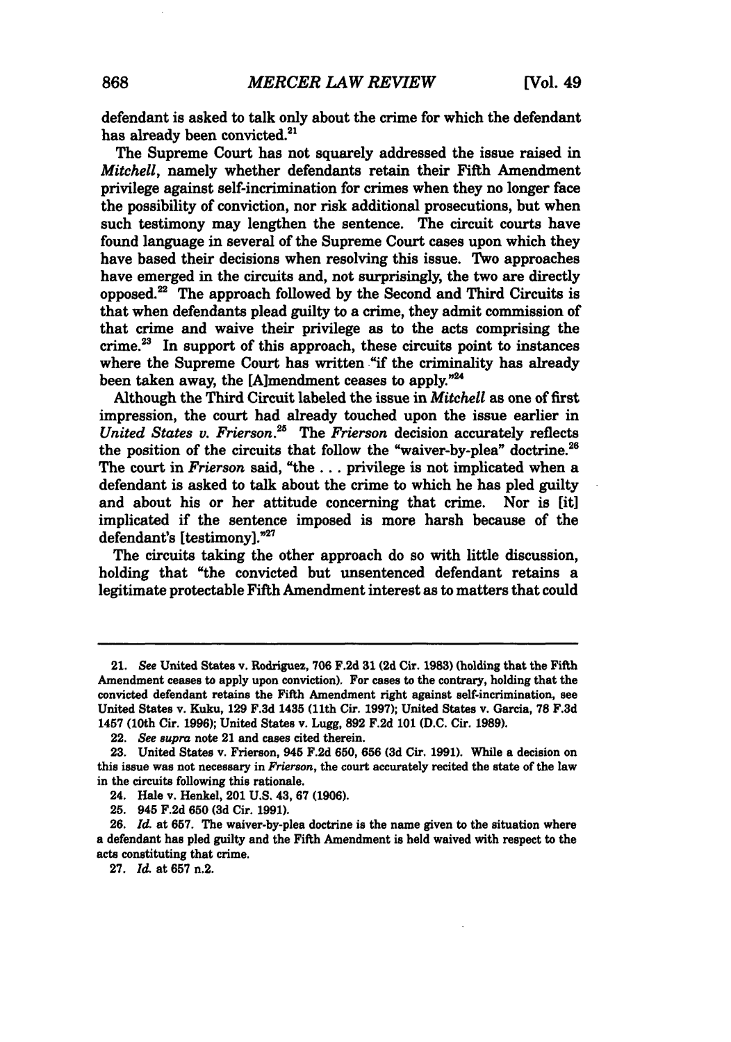defendant is asked to talk only about the crime for which the defendant has already been convicted.[21]

The Supreme Court has not squarely addressed the issue raised in *Mitchell*, namely whether defendants retain their Fifth Amendment privilege against self-incrimination for crimes when they no longer face the possibility of conviction, nor risk additional prosecutions, but when such testimony may lengthen the sentence. The circuit courts have found language in several of the Supreme Court cases upon which they have based their decisions when resolving this issue. Two approaches have emerged in the circuits and, not surprisingly, the two are directly opposed.[22] The approach followed by the Second and Third Circuits is that when defendants plead guilty to a crime, they admit commission of that crime and waive their privilege as to the acts comprising the crime.[23] In support of this approach, these circuits point to instances where the Supreme Court has written "if the criminality has already been taken away, the [A]mendment ceases to apply."[24]

Although the Third Circuit labeled the issue in *Mitchell* as one of first impression, the court had already touched upon the issue earlier in *United States v. Frierson*.[25] The *Frierson* decision accurately reflects the position of the circuits that follow the "waiver-by-plea" doctrine.[26] The court in *Frierson* said, "the . . . privilege is not implicated when a defendant is asked to talk about the crime to which he has pled guilty and about his or her attitude concerning that crime. Nor is [it] implicated if the sentence imposed is more harsh because of the defendant's [testimony]."[27]

The circuits taking the other approach do so with little discussion, holding that "the convicted but unsentenced defendant retains a legitimate protectable Fifth Amendment interest as to matters that could

---

21. *See* United States v. Rodriguez, 706 F.2d 31 (2d Cir. 1983) (holding that the Fifth Amendment ceases to apply upon conviction). For cases to the contrary, holding that the convicted defendant retains the Fifth Amendment right against self-incrimination, see United States v. Kuku, 129 F.3d 1435 (11th Cir. 1997); United States v. Garcia, 78 F.3d 1457 (10th Cir. 1996); United States v. Lugg, 892 F.2d 101 (D.C. Cir. 1989).

22. *See supra* note 21 and cases cited therein.

23. United States v. Frierson, 945 F.2d 650, 656 (3d Cir. 1991). While a decision on this issue was not necessary in *Frierson*, the court accurately recited the state of the law in the circuits following this rationale.

24. Hale v. Henkel, 201 U.S. 43, 67 (1906).

25. 945 F.2d 650 (3d Cir. 1991).

26. *Id.* at 657. The waiver-by-plea doctrine is the name given to the situation where a defendant has pled guilty and the Fifth Amendment is held waived with respect to the acts constituting that crime.

27. *Id.* at 657 n.2.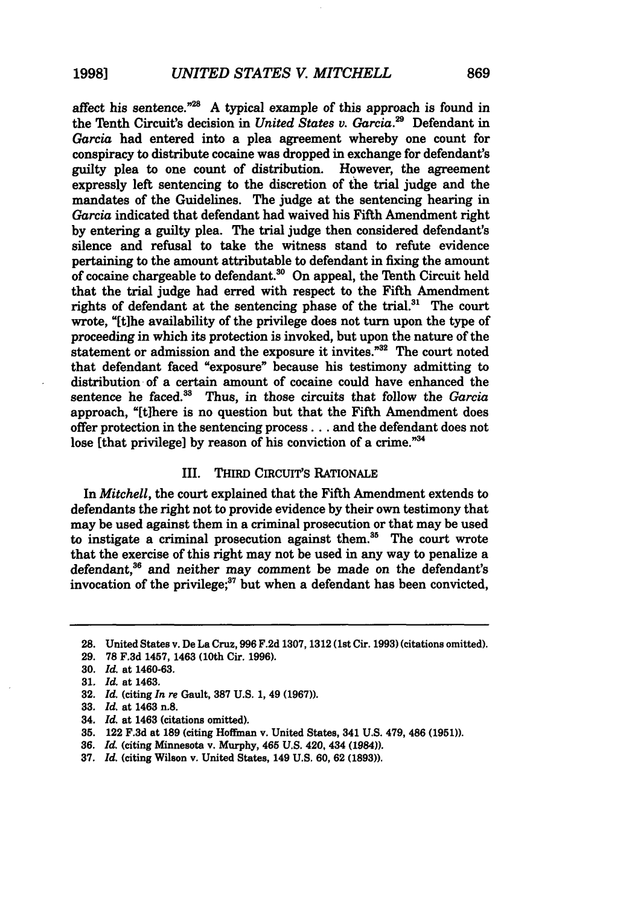affect his sentence."[28] A typical example of this approach is found in the Tenth Circuit's decision in *United States v. Garcia*.[29] Defendant in *Garcia* had entered into a plea agreement whereby one count for conspiracy to distribute cocaine was dropped in exchange for defendant's guilty plea to one count of distribution. However, the agreement expressly left sentencing to the discretion of the trial judge and the mandates of the Guidelines. The judge at the sentencing hearing in *Garcia* indicated that defendant had waived his Fifth Amendment right by entering a guilty plea. The trial judge then considered defendant's silence and refusal to take the witness stand to refute evidence pertaining to the amount attributable to defendant in fixing the amount of cocaine chargeable to defendant.[30] On appeal, the Tenth Circuit held that the trial judge had erred with respect to the Fifth Amendment rights of defendant at the sentencing phase of the trial.[31] The court wrote, "[t]he availability of the privilege does not turn upon the type of proceeding in which its protection is invoked, but upon the nature of the statement or admission and the exposure it invites."[32] The court noted that defendant faced "exposure" because his testimony admitting to distribution of a certain amount of cocaine could have enhanced the sentence he faced.[33] Thus, in those circuits that follow the *Garcia* approach, "[t]here is no question but that the Fifth Amendment does offer protection in the sentencing process . . . and the defendant does not lose [that privilege] by reason of his conviction of a crime."[34]

## III. THIRD CIRCUIT'S RATIONALE

In *Mitchell*, the court explained that the Fifth Amendment extends to defendants the right not to provide evidence by their own testimony that may be used against them in a criminal prosecution or that may be used to instigate a criminal prosecution against them.[35] The court wrote that the exercise of this right may not be used in any way to penalize a defendant,[36] and neither may comment be made on the defendant's invocation of the privilege;[37] but when a defendant has been convicted,

---

28. United States v. De La Cruz, 996 F.2d 1307, 1312 (1st Cir. 1993) (citations omitted).
29. 78 F.3d 1457, 1463 (10th Cir. 1996).
30. *Id.* at 1460-63.
31. *Id.* at 1463.
32. *Id.* (citing *In re* Gault, 387 U.S. 1, 49 (1967)).
33. *Id.* at 1463 n.8.
34. *Id.* at 1463 (citations omitted).
35. 122 F.3d at 189 (citing Hoffman v. United States, 341 U.S. 479, 486 (1951)).
36. *Id.* (citing Minnesota v. Murphy, 465 U.S. 420, 434 (1984)).
37. *Id.* (citing Wilson v. United States, 149 U.S. 60, 62 (1893)).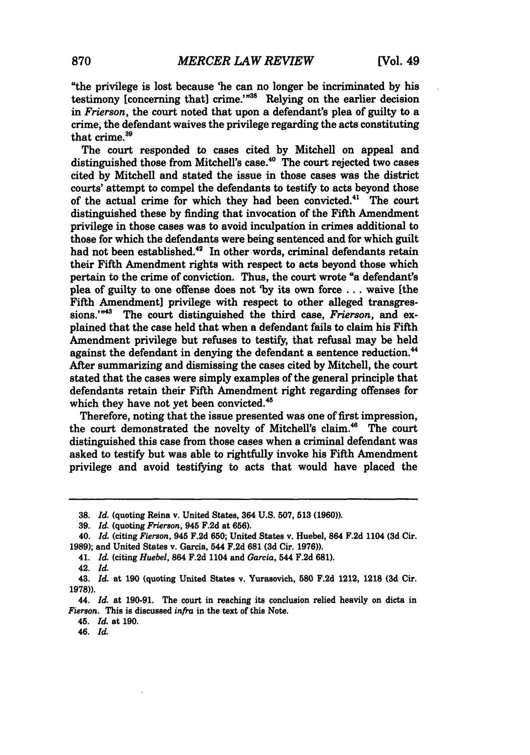"the privilege is lost because 'he can no longer be incriminated by his testimony [concerning that] crime.'"[38] Relying on the earlier decision in *Frierson*, the court noted that upon a defendant's plea of guilty to a crime, the defendant waives the privilege regarding the acts constituting that crime.[39]

The court responded to cases cited by Mitchell on appeal and distinguished those from Mitchell's case.[40] The court rejected two cases cited by Mitchell and stated the issue in those cases was the district courts' attempt to compel the defendants to testify to acts beyond those of the actual crime for which they had been convicted.[41] The court distinguished these by finding that invocation of the Fifth Amendment privilege in those cases was to avoid inculpation in crimes additional to those for which the defendants were being sentenced and for which guilt had not been established.[42] In other words, criminal defendants retain their Fifth Amendment rights with respect to acts beyond those which pertain to the crime of conviction. Thus, the court wrote "a defendant's plea of guilty to one offense does not 'by its own force . . . waive [the Fifth Amendment] privilege with respect to other alleged transgressions.'"[43] The court distinguished the third case, *Frierson*, and explained that the case held that when a defendant fails to claim his Fifth Amendment privilege but refuses to testify, that refusal may be held against the defendant in denying the defendant a sentence reduction.[44] After summarizing and dismissing the cases cited by Mitchell, the court stated that the cases were simply examples of the general principle that defendants retain their Fifth Amendment right regarding offenses for which they have not yet been convicted.[45]

Therefore, noting that the issue presented was one of first impression, the court demonstrated the novelty of Mitchell's claim.[46] The court distinguished this case from those cases when a criminal defendant was asked to testify but was able to rightfully invoke his Fifth Amendment privilege and avoid testifying to acts that would have placed the

---

38. *Id.* (quoting Reina v. United States, 364 U.S. 507, 513 (1960)).

39. *Id.* (quoting *Frierson*, 945 F.2d at 656).

40. *Id.* (citing *Fierson*, 945 F.2d 650; United States v. Huebel, 864 F.2d 1104 (3d Cir. 1989); and United States v. Garcia, 544 F.2d 681 (3d Cir. 1976)).

41. *Id.* (citing *Huebel*, 864 F.2d 1104 and *Garcia*, 544 F.2d 681).

42. *Id.*

43. *Id.* at 190 (quoting United States v. Yurasovich, 580 F.2d 1212, 1218 (3d Cir. 1978)).

44. *Id.* at 190-91. The court in reaching its conclusion relied heavily on dicta in *Fierson*. This is discussed *infra* in the text of this Note.

45. *Id.* at 190.

46. *Id.*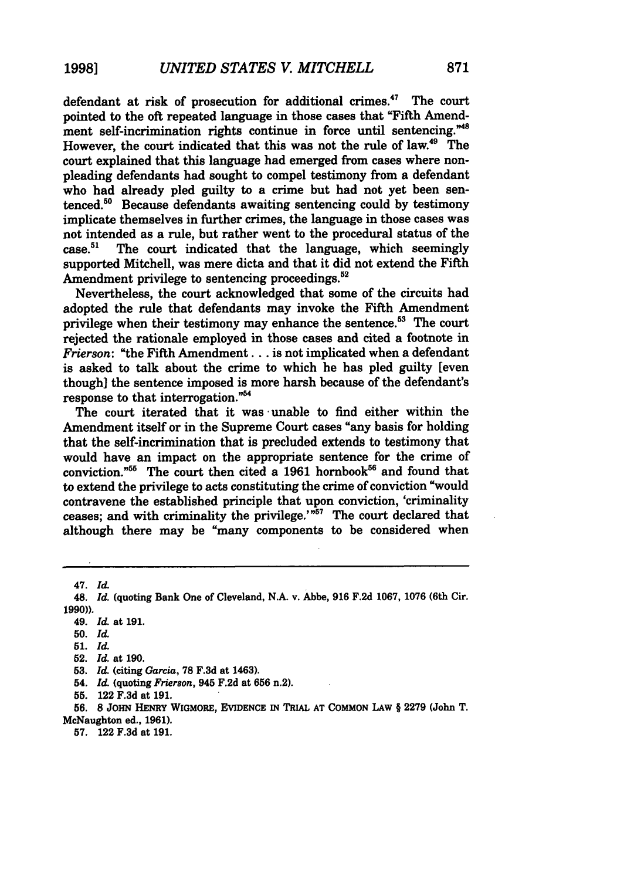defendant at risk of prosecution for additional crimes.[47] The court pointed to the oft repeated language in those cases that "Fifth Amendment self-incrimination rights continue in force until sentencing."[48] However, the court indicated that this was not the rule of law.[49] The court explained that this language had emerged from cases where non-pleading defendants had sought to compel testimony from a defendant who had already pled guilty to a crime but had not yet been sentenced.[50] Because defendants awaiting sentencing could by testimony implicate themselves in further crimes, the language in those cases was not intended as a rule, but rather went to the procedural status of the case.[51] The court indicated that the language, which seemingly supported Mitchell, was mere dicta and that it did not extend the Fifth Amendment privilege to sentencing proceedings.[52]

Nevertheless, the court acknowledged that some of the circuits had adopted the rule that defendants may invoke the Fifth Amendment privilege when their testimony may enhance the sentence.[53] The court rejected the rationale employed in those cases and cited a footnote in *Frierson*: "the Fifth Amendment . . . is not implicated when a defendant is asked to talk about the crime to which he has pled guilty [even though] the sentence imposed is more harsh because of the defendant's response to that interrogation."[54]

The court iterated that it was unable to find either within the Amendment itself or in the Supreme Court cases "any basis for holding that the self-incrimination that is precluded extends to testimony that would have an impact on the appropriate sentence for the crime of conviction."[55] The court then cited a 1961 hornbook[56] and found that to extend the privilege to acts constituting the crime of conviction "would contravene the established principle that upon conviction, 'criminality ceases; and with criminality the privilege.'"[57] The court declared that although there may be "many components to be considered when

---

47. *Id.*

48. *Id.* (quoting Bank One of Cleveland, N.A. v. Abbe, 916 F.2d 1067, 1076 (6th Cir. 1990)).

49. *Id.* at 191.

50. *Id.*

51. *Id.*

52. *Id.* at 190.

53. *Id.* (citing *Garcia*, 78 F.3d at 1463).

54. *Id.* (quoting *Frierson*, 945 F.2d at 656 n.2).

55. 122 F.3d at 191.

56. 8 JOHN HENRY WIGMORE, EVIDENCE IN TRIAL AT COMMON LAW § 2279 (John T. McNaughton ed., 1961).

57. 122 F.3d at 191.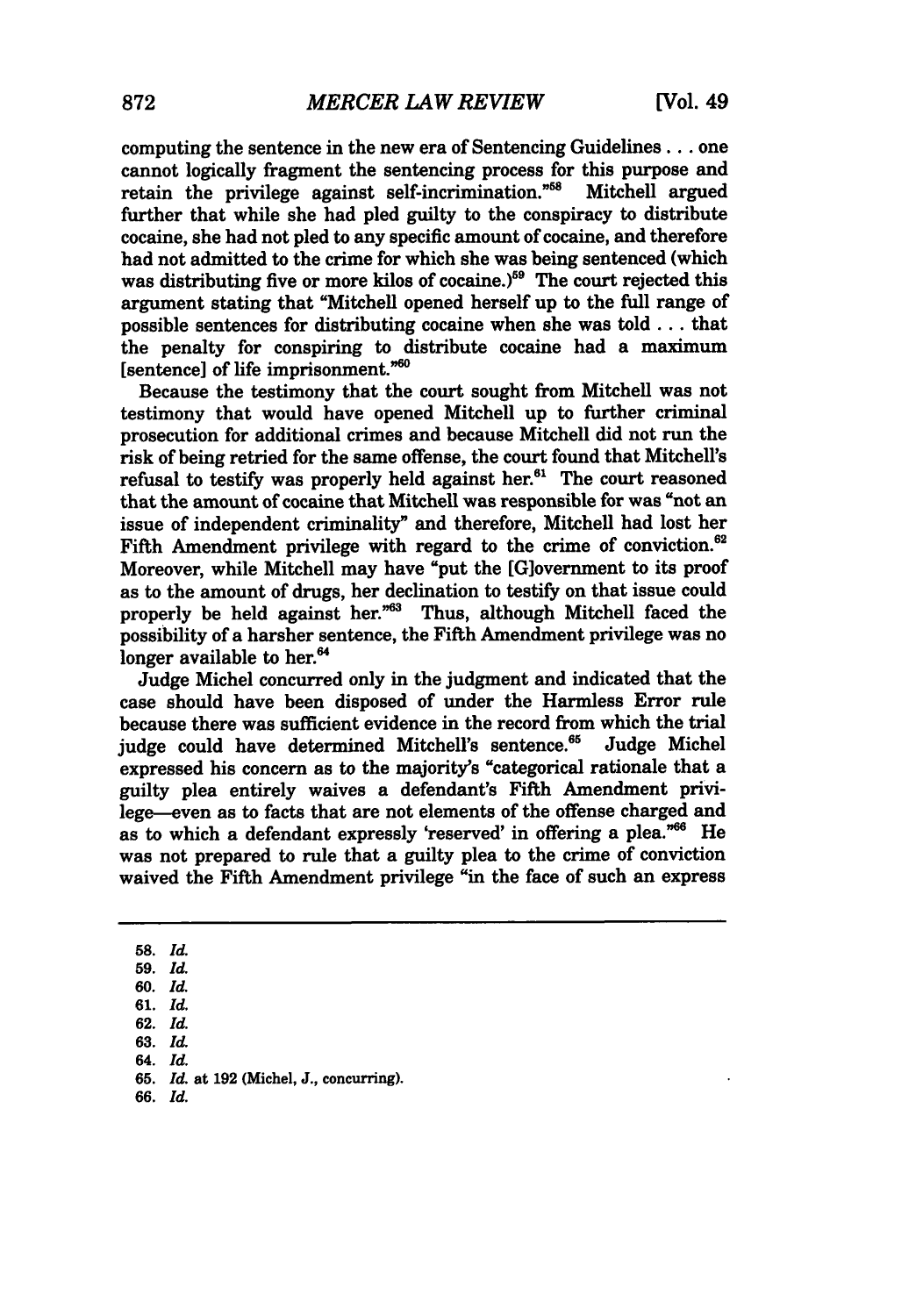computing the sentence in the new era of Sentencing Guidelines . . . one cannot logically fragment the sentencing process for this purpose and retain the privilege against self-incrimination."[58] Mitchell argued further that while she had pled guilty to the conspiracy to distribute cocaine, she had not pled to any specific amount of cocaine, and therefore had not admitted to the crime for which she was being sentenced (which was distributing five or more kilos of cocaine.)[59] The court rejected this argument stating that "Mitchell opened herself up to the full range of possible sentences for distributing cocaine when she was told . . . that the penalty for conspiring to distribute cocaine had a maximum [sentence] of life imprisonment."[60]

Because the testimony that the court sought from Mitchell was not testimony that would have opened Mitchell up to further criminal prosecution for additional crimes and because Mitchell did not run the risk of being retried for the same offense, the court found that Mitchell's refusal to testify was properly held against her.[61] The court reasoned that the amount of cocaine that Mitchell was responsible for was "not an issue of independent criminality" and therefore, Mitchell had lost her Fifth Amendment privilege with regard to the crime of conviction.[62] Moreover, while Mitchell may have "put the [G]overnment to its proof as to the amount of drugs, her declination to testify on that issue could properly be held against her."[63] Thus, although Mitchell faced the possibility of a harsher sentence, the Fifth Amendment privilege was no longer available to her.[64]

Judge Michel concurred only in the judgment and indicated that the case should have been disposed of under the Harmless Error rule because there was sufficient evidence in the record from which the trial judge could have determined Mitchell's sentence.[65] Judge Michel expressed his concern as to the majority's "categorical rationale that a guilty plea entirely waives a defendant's Fifth Amendment privilege—even as to facts that are not elements of the offense charged and as to which a defendant expressly 'reserved' in offering a plea."[66] He was not prepared to rule that a guilty plea to the crime of conviction waived the Fifth Amendment privilege "in the face of such an express

---

58. *Id.*
59. *Id.*
60. *Id.*
61. *Id.*
62. *Id.*
63. *Id.*
64. *Id.*
65. *Id.* at 192 (Michel, J., concurring).
66. *Id.*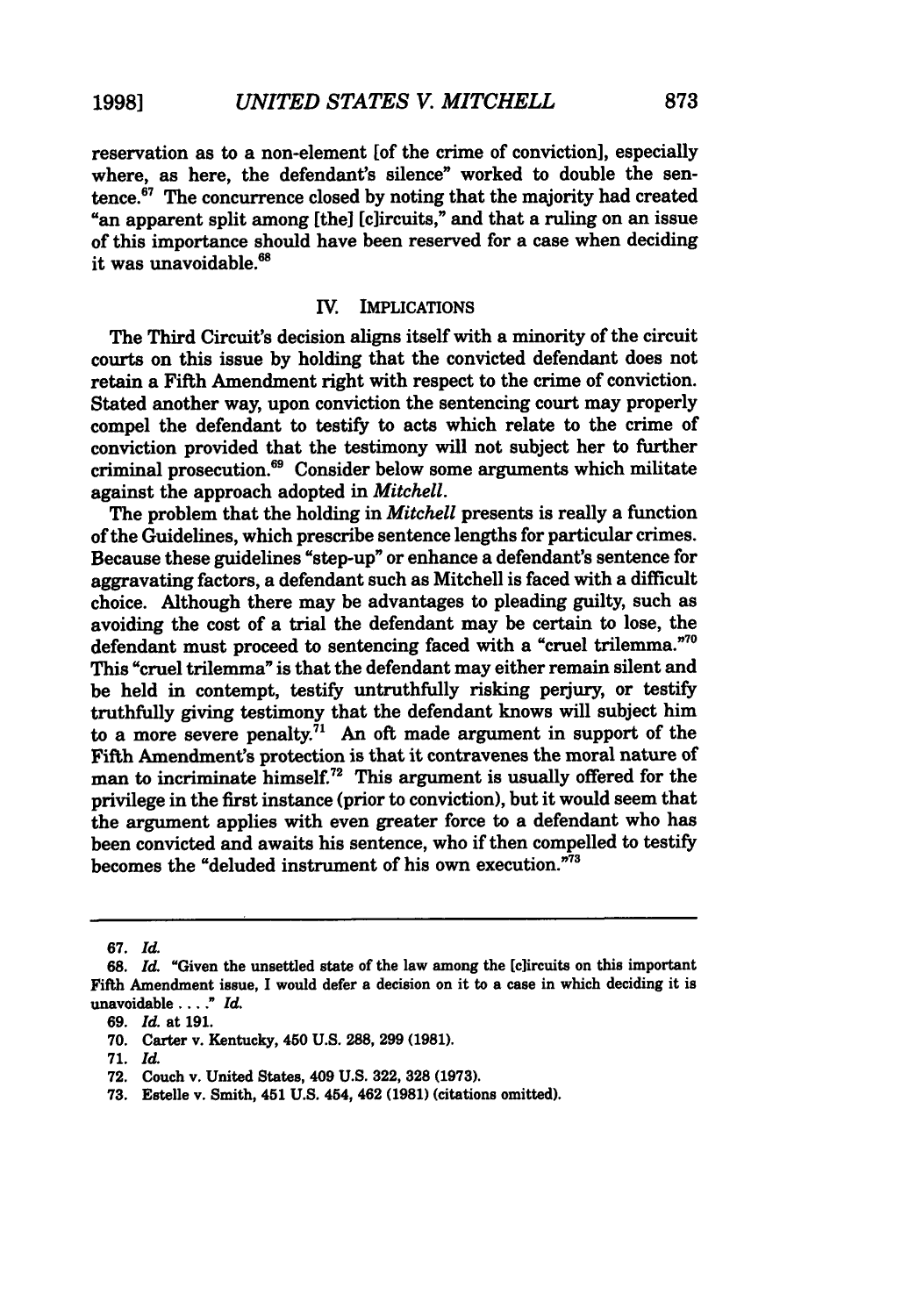reservation as to a non-element [of the crime of conviction], especially where, as here, the defendant's silence" worked to double the sentence.[67] The concurrence closed by noting that the majority had created "an apparent split among [the] [c]ircuits," and that a ruling on an issue of this importance should have been reserved for a case when deciding it was unavoidable.[68]

## IV. IMPLICATIONS

The Third Circuit's decision aligns itself with a minority of the circuit courts on this issue by holding that the convicted defendant does not retain a Fifth Amendment right with respect to the crime of conviction. Stated another way, upon conviction the sentencing court may properly compel the defendant to testify to acts which relate to the crime of conviction provided that the testimony will not subject her to further criminal prosecution.[69] Consider below some arguments which militate against the approach adopted in *Mitchell*.

The problem that the holding in *Mitchell* presents is really a function of the Guidelines, which prescribe sentence lengths for particular crimes. Because these guidelines "step-up" or enhance a defendant's sentence for aggravating factors, a defendant such as Mitchell is faced with a difficult choice. Although there may be advantages to pleading guilty, such as avoiding the cost of a trial the defendant may be certain to lose, the defendant must proceed to sentencing faced with a "cruel trilemma."[70] This "cruel trilemma" is that the defendant may either remain silent and be held in contempt, testify untruthfully risking perjury, or testify truthfully giving testimony that the defendant knows will subject him to a more severe penalty.[71] An oft made argument in support of the Fifth Amendment's protection is that it contravenes the moral nature of man to incriminate himself.[72] This argument is usually offered for the privilege in the first instance (prior to conviction), but it would seem that the argument applies with even greater force to a defendant who has been convicted and awaits his sentence, who if then compelled to testify becomes the "deluded instrument of his own execution."[73]

---

67. *Id.*

68. *Id.* "Given the unsettled state of the law among the [c]ircuits on this important Fifth Amendment issue, I would defer a decision on it to a case in which deciding it is unavoidable . . . ." *Id.*

69. *Id.* at 191.

70. Carter v. Kentucky, 450 U.S. 288, 299 (1981).

71. *Id.*

72. Couch v. United States, 409 U.S. 322, 328 (1973).

73. Estelle v. Smith, 451 U.S. 454, 462 (1981) (citations omitted).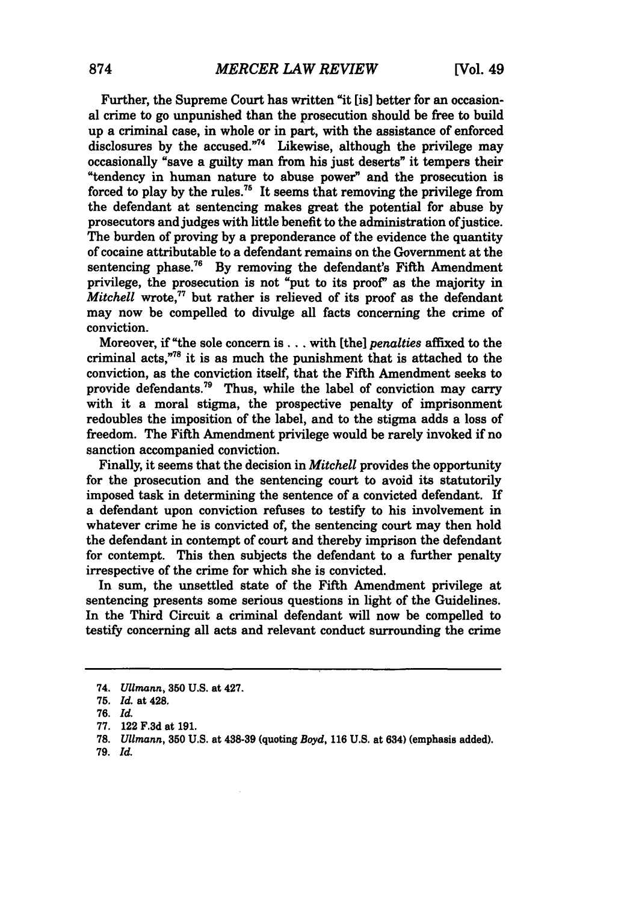Further, the Supreme Court has written "it [is] better for an occasional crime to go unpunished than the prosecution should be free to build up a criminal case, in whole or in part, with the assistance of enforced disclosures by the accused."[74] Likewise, although the privilege may occasionally "save a guilty man from his just deserts" it tempers their "tendency in human nature to abuse power" and the prosecution is forced to play by the rules.[75] It seems that removing the privilege from the defendant at sentencing makes great the potential for abuse by prosecutors and judges with little benefit to the administration of justice. The burden of proving by a preponderance of the evidence the quantity of cocaine attributable to a defendant remains on the Government at the sentencing phase.[76] By removing the defendant's Fifth Amendment privilege, the prosecution is not "put to its proof" as the majority in *Mitchell* wrote,[77] but rather is relieved of its proof as the defendant may now be compelled to divulge all facts concerning the crime of conviction.

Moreover, if "the sole concern is . . . with [the] *penalties* affixed to the criminal acts,"[78] it is as much the punishment that is attached to the conviction, as the conviction itself, that the Fifth Amendment seeks to provide defendants.[79] Thus, while the label of conviction may carry with it a moral stigma, the prospective penalty of imprisonment redoubles the imposition of the label, and to the stigma adds a loss of freedom. The Fifth Amendment privilege would be rarely invoked if no sanction accompanied conviction.

Finally, it seems that the decision in *Mitchell* provides the opportunity for the prosecution and the sentencing court to avoid its statutorily imposed task in determining the sentence of a convicted defendant. If a defendant upon conviction refuses to testify to his involvement in whatever crime he is convicted of, the sentencing court may then hold the defendant in contempt of court and thereby imprison the defendant for contempt. This then subjects the defendant to a further penalty irrespective of the crime for which she is convicted.

In sum, the unsettled state of the Fifth Amendment privilege at sentencing presents some serious questions in light of the Guidelines. In the Third Circuit a criminal defendant will now be compelled to testify concerning all acts and relevant conduct surrounding the crime

---

74. *Ullmann*, 350 U.S. at 427.

75. *Id.* at 428.

76. *Id.*

77. 122 F.3d at 191.

78. *Ullmann*, 350 U.S. at 438-39 (quoting *Boyd*, 116 U.S. at 634) (emphasis added).

79. *Id.*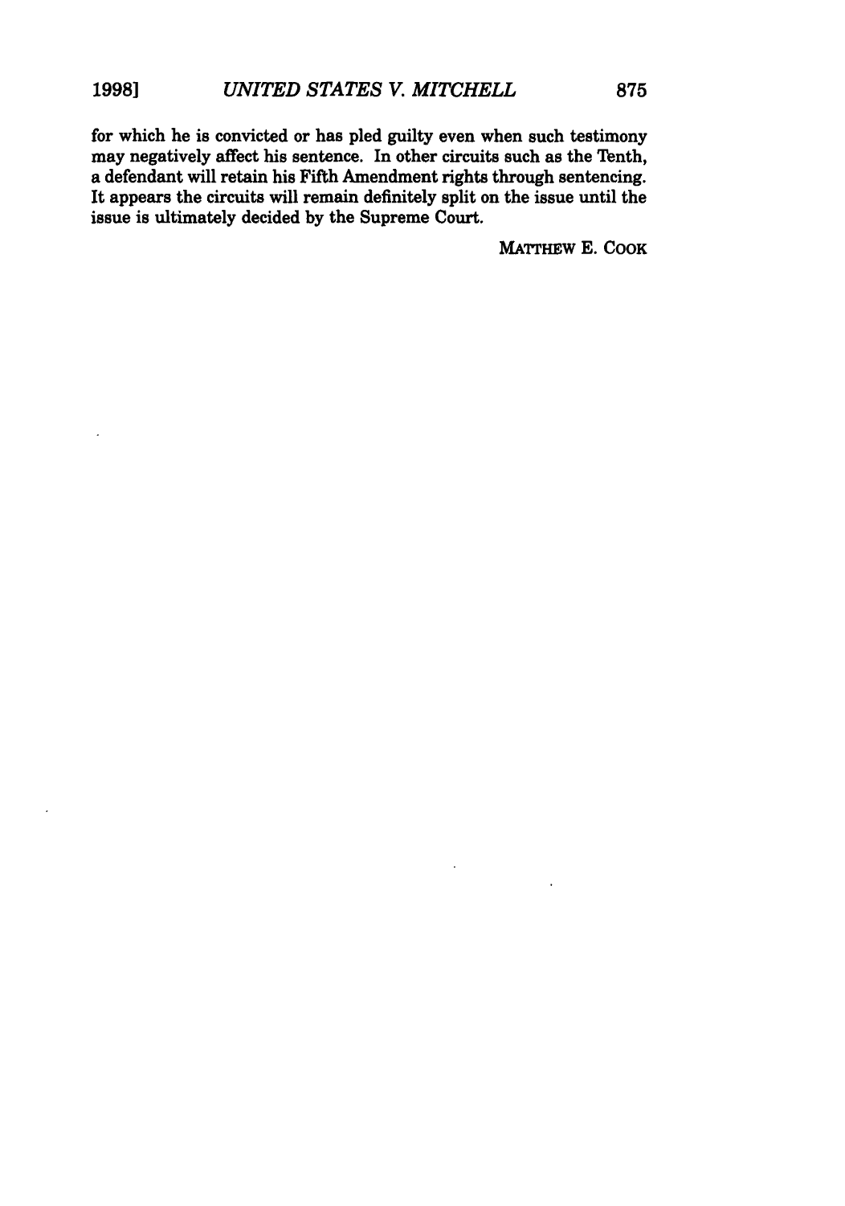for which he is convicted or has pled guilty even when such testimony may negatively affect his sentence. In other circuits such as the Tenth, a defendant will retain his Fifth Amendment rights through sentencing. It appears the circuits will remain definitely split on the issue until the issue is ultimately decided by the Supreme Court.

MATTHEW E. COOK